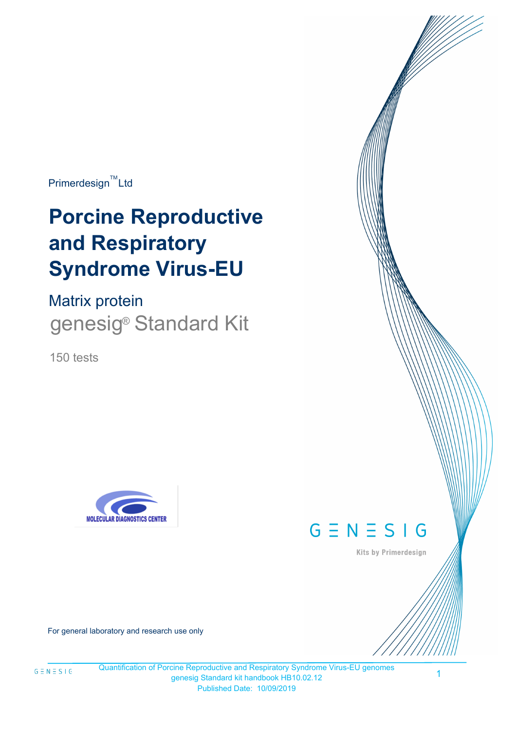Primerdesign™ Ltd

# Porcine Reproductive and Respiratory Syndrome Virus-EU

## Matrix protein

genesig® Standard Kit

150 tests

MOLECULAR DIAGNOSTICS CENTER

GENESIG

Kits by Primerdesign

For general laboratory and research use only

Quantification of Porcine Reproductive and Respiratory Syndrome Virus-EU genomes
genesig Standard kit handbook HB10.02.12
Published Date: 10/09/2019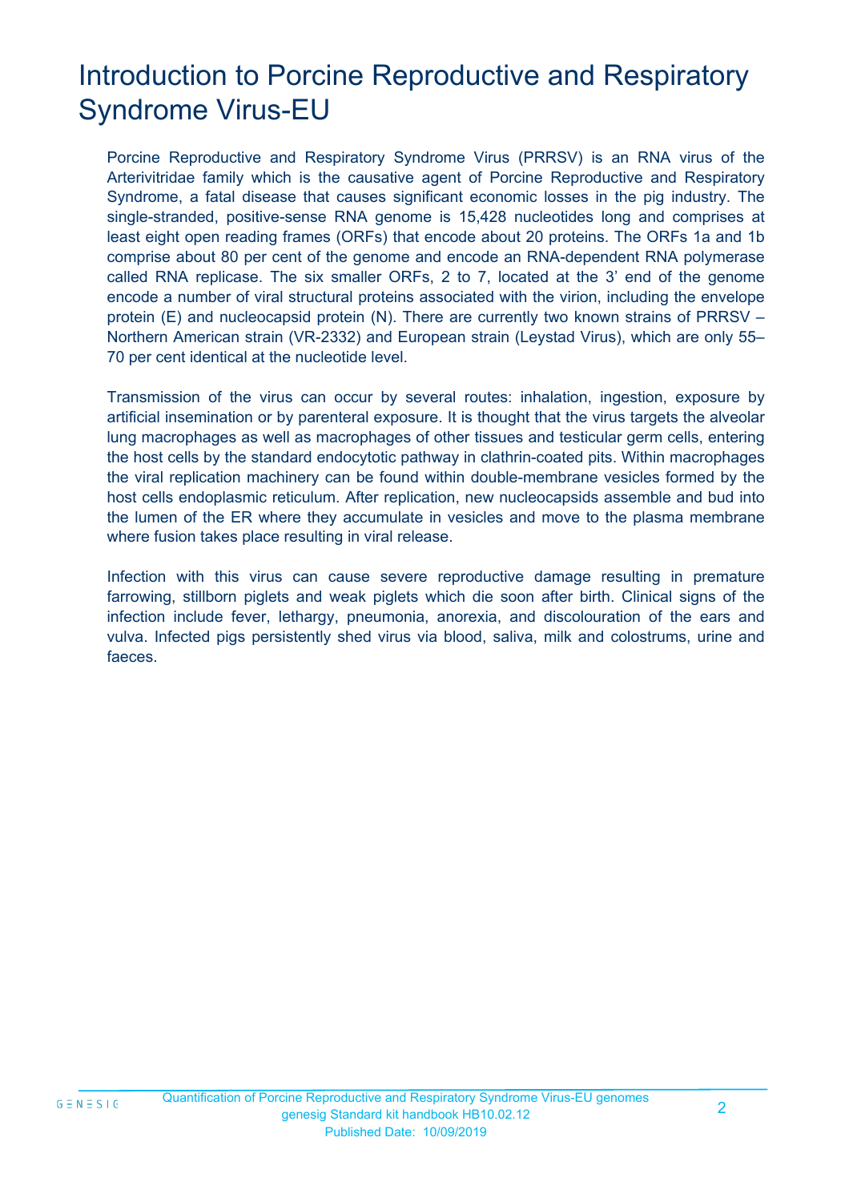# Introduction to Porcine Reproductive and Respiratory Syndrome Virus-EU

Porcine Reproductive and Respiratory Syndrome Virus (PRRSV) is an RNA virus of the Arterivitridae family which is the causative agent of Porcine Reproductive and Respiratory Syndrome, a fatal disease that causes significant economic losses in the pig industry. The single-stranded, positive-sense RNA genome is 15,428 nucleotides long and comprises at least eight open reading frames (ORFs) that encode about 20 proteins. The ORFs 1a and 1b comprise about 80 per cent of the genome and encode an RNA-dependent RNA polymerase called RNA replicase. The six smaller ORFs, 2 to 7, located at the 3' end of the genome encode a number of viral structural proteins associated with the virion, including the envelope protein (E) and nucleocapsid protein (N). There are currently two known strains of PRRSV – Northern American strain (VR-2332) and European strain (Leystad Virus), which are only 55–70 per cent identical at the nucleotide level.

Transmission of the virus can occur by several routes: inhalation, ingestion, exposure by artificial insemination or by parenteral exposure. It is thought that the virus targets the alveolar lung macrophages as well as macrophages of other tissues and testicular germ cells, entering the host cells by the standard endocytotic pathway in clathrin-coated pits. Within macrophages the viral replication machinery can be found within double-membrane vesicles formed by the host cells endoplasmic reticulum. After replication, new nucleocapsids assemble and bud into the lumen of the ER where they accumulate in vesicles and move to the plasma membrane where fusion takes place resulting in viral release.

Infection with this virus can cause severe reproductive damage resulting in premature farrowing, stillborn piglets and weak piglets which die soon after birth. Clinical signs of the infection include fever, lethargy, pneumonia, anorexia, and discolouration of the ears and vulva. Infected pigs persistently shed virus via blood, saliva, milk and colostrums, urine and faeces.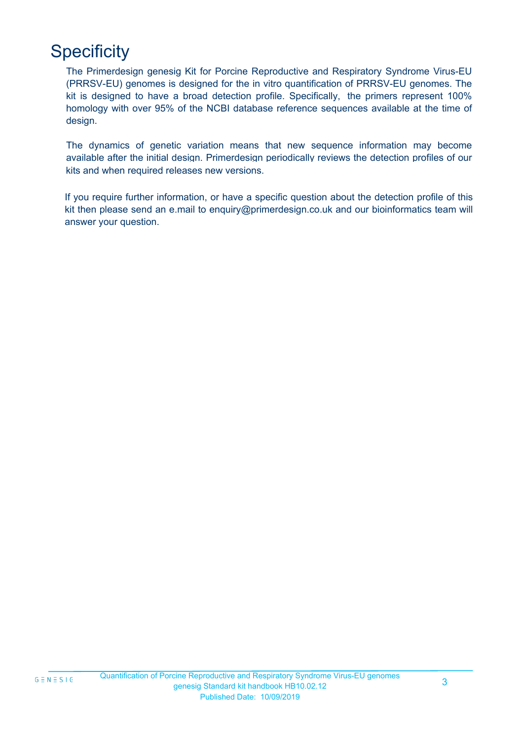# Specificity

The Primerdesign genesig Kit for Porcine Reproductive and Respiratory Syndrome Virus-EU (PRRSV-EU) genomes is designed for the in vitro quantification of PRRSV-EU genomes. The kit is designed to have a broad detection profile. Specifically, the primers represent 100% homology with over 95% of the NCBI database reference sequences available at the time of design.

The dynamics of genetic variation means that new sequence information may become available after the initial design. Primerdesign periodically reviews the detection profiles of our kits and when required releases new versions.

If you require further information, or have a specific question about the detection profile of this kit then please send an e.mail to enquiry@primerdesign.co.uk and our bioinformatics team will answer your question.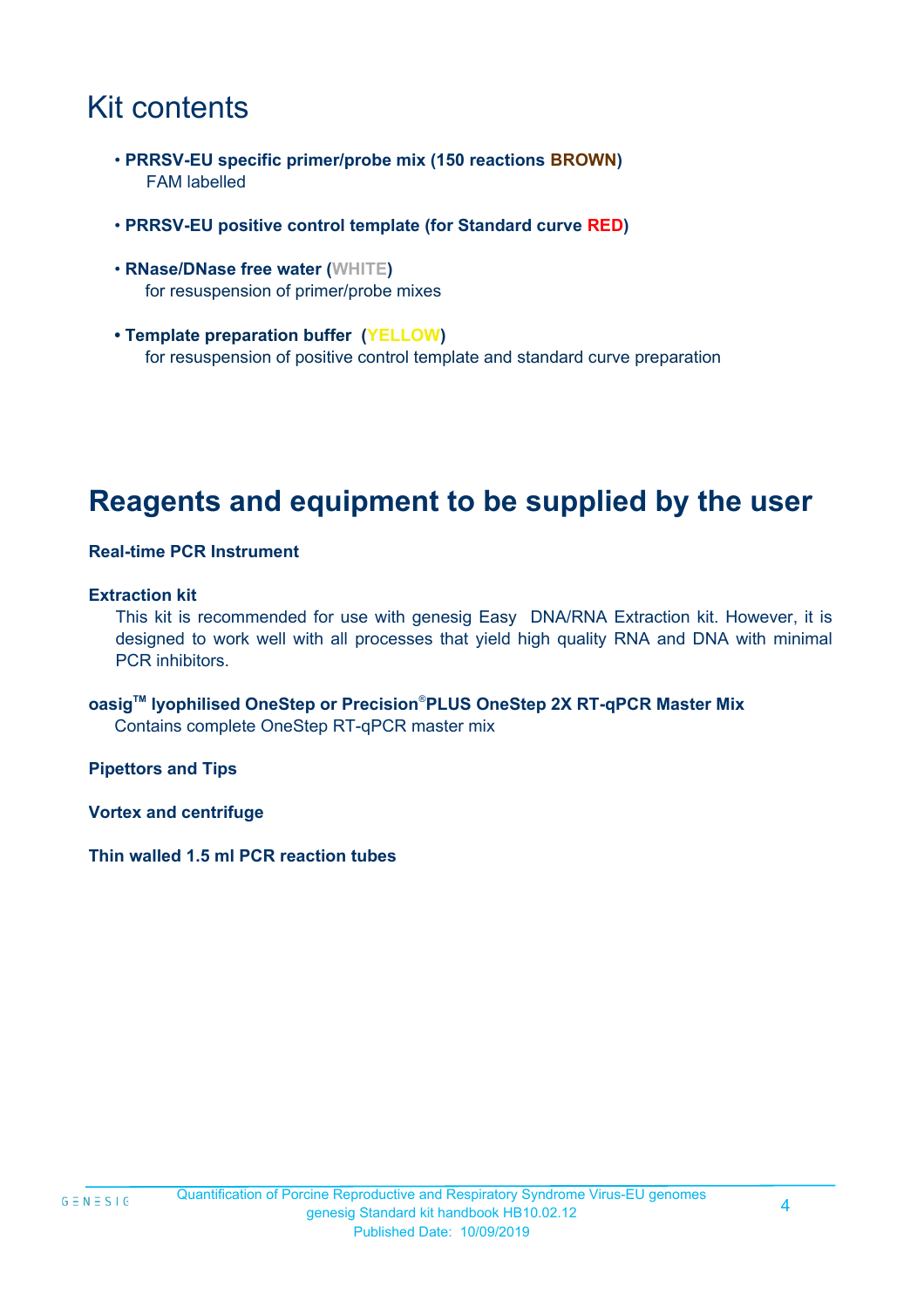# Kit contents

- **PRRSV-EU specific primer/probe mix (150 reactions BROWN)**
  FAM labelled
- **PRRSV-EU positive control template (for Standard curve RED)**
- **RNase/DNase free water (WHITE)**
  for resuspension of primer/probe mixes
- **Template preparation buffer (YELLOW)**
  for resuspension of positive control template and standard curve preparation

# Reagents and equipment to be supplied by the user

**Real-time PCR Instrument**

**Extraction kit**

This kit is recommended for use with genesig Easy DNA/RNA Extraction kit. However, it is designed to work well with all processes that yield high quality RNA and DNA with minimal PCR inhibitors.

**oasig™ lyophilised OneStep or Precision®PLUS OneStep 2X RT-qPCR Master Mix**

Contains complete OneStep RT-qPCR master mix

**Pipettors and Tips**

**Vortex and centrifuge**

**Thin walled 1.5 ml PCR reaction tubes**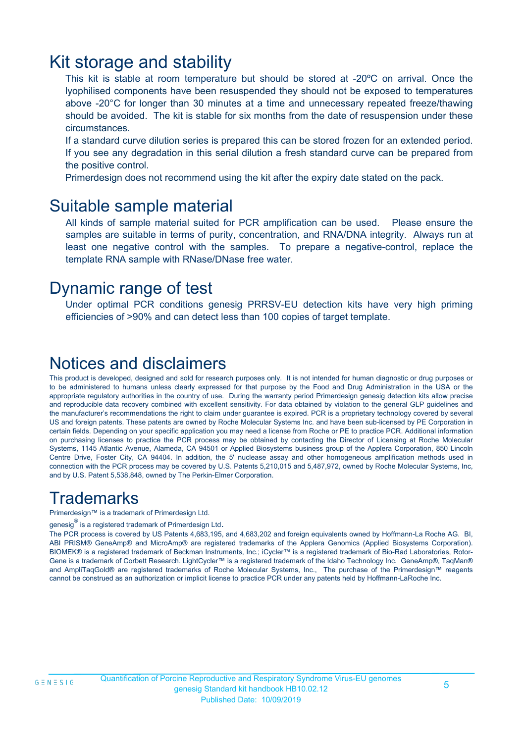# Kit storage and stability

This kit is stable at room temperature but should be stored at -20ºC on arrival. Once the lyophilised components have been resuspended they should not be exposed to temperatures above -20°C for longer than 30 minutes at a time and unnecessary repeated freeze/thawing should be avoided. The kit is stable for six months from the date of resuspension under these circumstances.

If a standard curve dilution series is prepared this can be stored frozen for an extended period. If you see any degradation in this serial dilution a fresh standard curve can be prepared from the positive control.

Primerdesign does not recommend using the kit after the expiry date stated on the pack.

# Suitable sample material

All kinds of sample material suited for PCR amplification can be used. Please ensure the samples are suitable in terms of purity, concentration, and RNA/DNA integrity. Always run at least one negative control with the samples. To prepare a negative-control, replace the template RNA sample with RNase/DNase free water.

# Dynamic range of test

Under optimal PCR conditions genesig PRRSV-EU detection kits have very high priming efficiencies of >90% and can detect less than 100 copies of target template.

# Notices and disclaimers

This product is developed, designed and sold for research purposes only. It is not intended for human diagnostic or drug purposes or to be administered to humans unless clearly expressed for that purpose by the Food and Drug Administration in the USA or the appropriate regulatory authorities in the country of use. During the warranty period Primerdesign genesig detection kits allow precise and reproducible data recovery combined with excellent sensitivity. For data obtained by violation to the general GLP guidelines and the manufacturer's recommendations the right to claim under guarantee is expired. PCR is a proprietary technology covered by several US and foreign patents. These patents are owned by Roche Molecular Systems Inc. and have been sub-licensed by PE Corporation in certain fields. Depending on your specific application you may need a license from Roche or PE to practice PCR. Additional information on purchasing licenses to practice the PCR process may be obtained by contacting the Director of Licensing at Roche Molecular Systems, 1145 Atlantic Avenue, Alameda, CA 94501 or Applied Biosystems business group of the Applera Corporation, 850 Lincoln Centre Drive, Foster City, CA 94404. In addition, the 5' nuclease assay and other homogeneous amplification methods used in connection with the PCR process may be covered by U.S. Patents 5,210,015 and 5,487,972, owned by Roche Molecular Systems, Inc, and by U.S. Patent 5,538,848, owned by The Perkin-Elmer Corporation.

# Trademarks

Primerdesign™ is a trademark of Primerdesign Ltd.

genesig® is a registered trademark of Primerdesign Ltd.

The PCR process is covered by US Patents 4,683,195, and 4,683,202 and foreign equivalents owned by Hoffmann-La Roche AG. BI, ABI PRISM® GeneAmp® and MicroAmp® are registered trademarks of the Applera Genomics (Applied Biosystems Corporation). BIOMEK® is a registered trademark of Beckman Instruments, Inc.; iCycler™ is a registered trademark of Bio-Rad Laboratories, Rotor-Gene is a trademark of Corbett Research. LightCycler™ is a registered trademark of the Idaho Technology Inc. GeneAmp®, TaqMan® and AmpliTaqGold® are registered trademarks of Roche Molecular Systems, Inc., The purchase of the Primerdesign™ reagents cannot be construed as an authorization or implicit license to practice PCR under any patents held by Hoffmann-LaRoche Inc.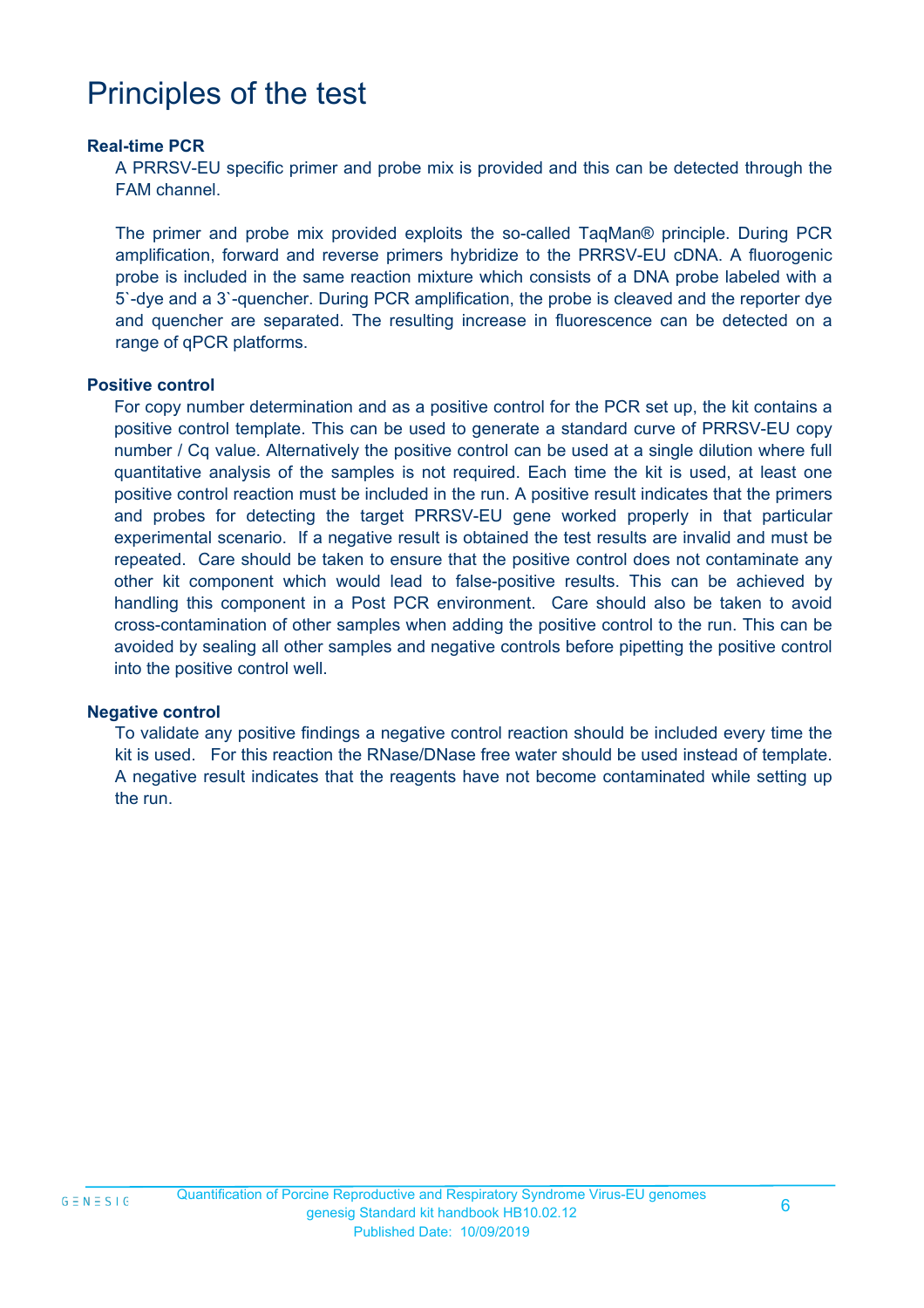# Principles of the test

### Real-time PCR

A PRRSV-EU specific primer and probe mix is provided and this can be detected through the FAM channel.

The primer and probe mix provided exploits the so-called TaqMan® principle. During PCR amplification, forward and reverse primers hybridize to the PRRSV-EU cDNA. A fluorogenic probe is included in the same reaction mixture which consists of a DNA probe labeled with a 5`-dye and a 3`-quencher. During PCR amplification, the probe is cleaved and the reporter dye and quencher are separated. The resulting increase in fluorescence can be detected on a range of qPCR platforms.

### Positive control

For copy number determination and as a positive control for the PCR set up, the kit contains a positive control template. This can be used to generate a standard curve of PRRSV-EU copy number / Cq value. Alternatively the positive control can be used at a single dilution where full quantitative analysis of the samples is not required. Each time the kit is used, at least one positive control reaction must be included in the run. A positive result indicates that the primers and probes for detecting the target PRRSV-EU gene worked properly in that particular experimental scenario. If a negative result is obtained the test results are invalid and must be repeated. Care should be taken to ensure that the positive control does not contaminate any other kit component which would lead to false-positive results. This can be achieved by handling this component in a Post PCR environment. Care should also be taken to avoid cross-contamination of other samples when adding the positive control to the run. This can be avoided by sealing all other samples and negative controls before pipetting the positive control into the positive control well.

### Negative control

To validate any positive findings a negative control reaction should be included every time the kit is used. For this reaction the RNase/DNase free water should be used instead of template. A negative result indicates that the reagents have not become contaminated while setting up the run.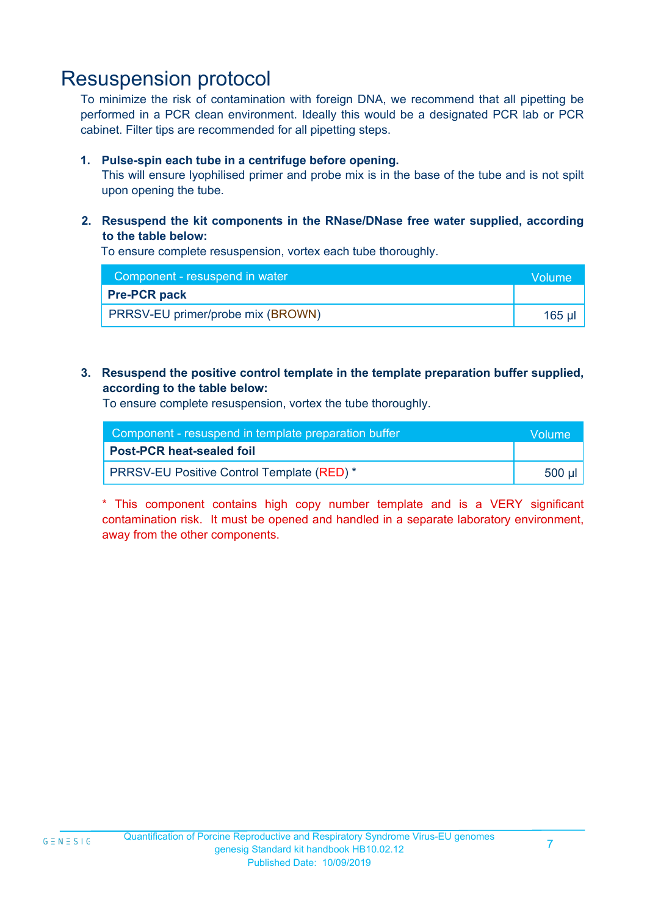# Resuspension protocol

To minimize the risk of contamination with foreign DNA, we recommend that all pipetting be performed in a PCR clean environment. Ideally this would be a designated PCR lab or PCR cabinet. Filter tips are recommended for all pipetting steps.

1. **Pulse-spin each tube in a centrifuge before opening.**
   This will ensure lyophilised primer and probe mix is in the base of the tube and is not spilt upon opening the tube.

2. **Resuspend the kit components in the RNase/DNase free water supplied, according to the table below:**
   To ensure complete resuspension, vortex each tube thoroughly.

| Component - resuspend in water | Volume |
|---|---|
| **Pre-PCR pack** | |
| PRRSV-EU primer/probe mix (BROWN) | 165 µl |

3. **Resuspend the positive control template in the template preparation buffer supplied, according to the table below:**
   To ensure complete resuspension, vortex the tube thoroughly.

| Component - resuspend in template preparation buffer | Volume |
|---|---|
| **Post-PCR heat-sealed foil** | |
| PRRSV-EU Positive Control Template (RED) * | 500 µl |

* This component contains high copy number template and is a VERY significant contamination risk. It must be opened and handled in a separate laboratory environment, away from the other components.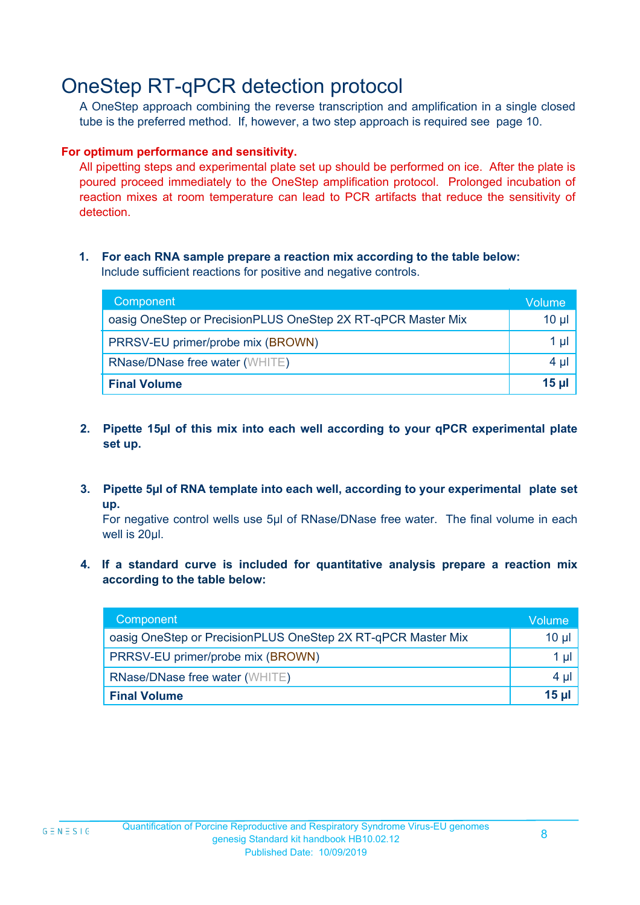# OneStep RT-qPCR detection protocol

A OneStep approach combining the reverse transcription and amplification in a single closed tube is the preferred method. If, however, a two step approach is required see page 10.

**For optimum performance and sensitivity.**

All pipetting steps and experimental plate set up should be performed on ice. After the plate is poured proceed immediately to the OneStep amplification protocol. Prolonged incubation of reaction mixes at room temperature can lead to PCR artifacts that reduce the sensitivity of detection.

1. **For each RNA sample prepare a reaction mix according to the table below:**
   Include sufficient reactions for positive and negative controls.

| Component | Volume |
| --- | --- |
| oasig OneStep or PrecisionPLUS OneStep 2X RT-qPCR Master Mix | 10 µl |
| PRRSV-EU primer/probe mix (BROWN) | 1 µl |
| RNase/DNase free water (WHITE) | 4 µl |
| **Final Volume** | **15 µl** |

2. **Pipette 15µl of this mix into each well according to your qPCR experimental plate set up.**

3. **Pipette 5µl of RNA template into each well, according to your experimental plate set up.**
   For negative control wells use 5µl of RNase/DNase free water. The final volume in each well is 20µl.

4. **If a standard curve is included for quantitative analysis prepare a reaction mix according to the table below:**

| Component | Volume |
| --- | --- |
| oasig OneStep or PrecisionPLUS OneStep 2X RT-qPCR Master Mix | 10 µl |
| PRRSV-EU primer/probe mix (BROWN) | 1 µl |
| RNase/DNase free water (WHITE) | 4 µl |
| **Final Volume** | **15 µl** |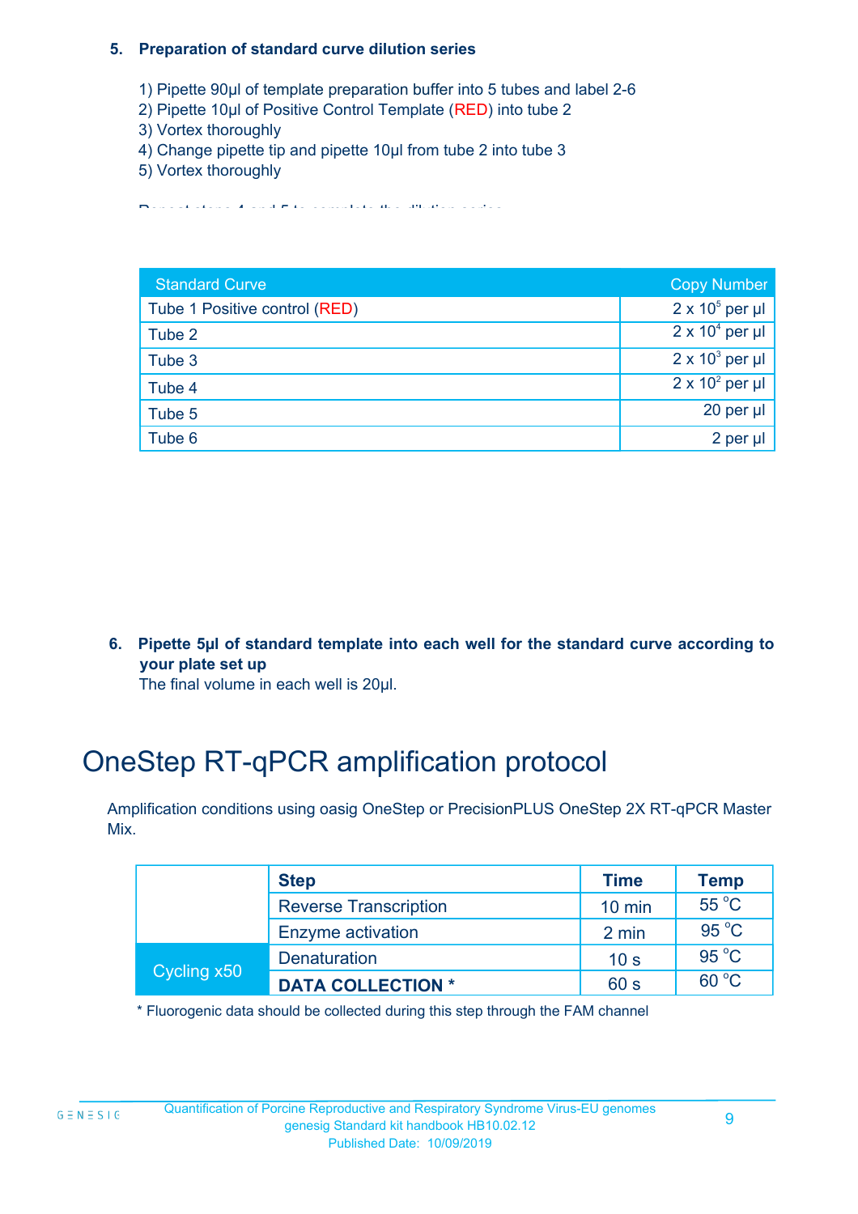**5. Preparation of standard curve dilution series**

1) Pipette 90µl of template preparation buffer into 5 tubes and label 2-6
2) Pipette 10µl of Positive Control Template (RED) into tube 2
3) Vortex thoroughly
4) Change pipette tip and pipette 10µl from tube 2 into tube 3
5) Vortex thoroughly

Repeat steps 4 and 5 to complete the dilution series

| Standard Curve | Copy Number |
|---|---|
| Tube 1 Positive control (RED) | $2 \times 10^5$ per µl |
| Tube 2 | $2 \times 10^4$ per µl |
| Tube 3 | $2 \times 10^3$ per µl |
| Tube 4 | $2 \times 10^2$ per µl |
| Tube 5 | 20 per µl |
| Tube 6 | 2 per µl |

**6. Pipette 5µl of standard template into each well for the standard curve according to your plate set up**

The final volume in each well is 20µl.

# OneStep RT-qPCR amplification protocol

Amplification conditions using oasig OneStep or PrecisionPLUS OneStep 2X RT-qPCR Master Mix.

| | Step | Time | Temp |
|---|---|---|---|
| | Reverse Transcription | 10 min | 55 °C |
| | Enzyme activation | 2 min | 95 °C |
| Cycling x50 | Denaturation | 10 s | 95 °C |
| | **DATA COLLECTION *** | 60 s | 60 °C |

* Fluorogenic data should be collected during this step through the FAM channel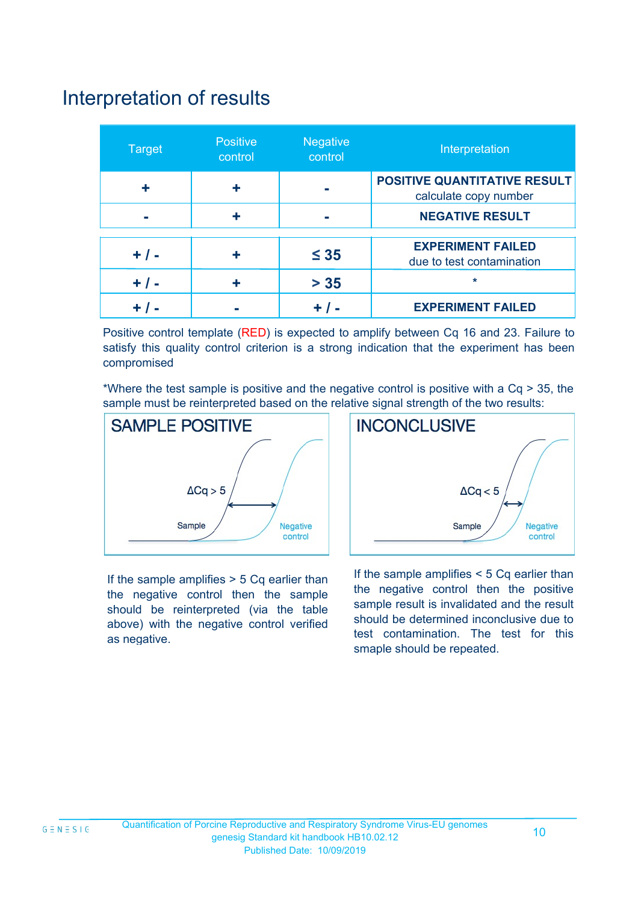# Interpretation of results

| Target | Positive control | Negative control | Interpretation |
|---|---|---|---|
| + | + | - | **POSITIVE QUANTITATIVE RESULT** calculate copy number |
| - | + | - | **NEGATIVE RESULT** |
| + / - | + | ≤ 35 | **EXPERIMENT FAILED** due to test contamination |
| + / - | + | > 35 | * |
| + / - | - | + / - | **EXPERIMENT FAILED** |

Positive control template (RED) is expected to amplify between Cq 16 and 23. Failure to satisfy this quality control criterion is a strong indication that the experiment has been compromised

*Where the test sample is positive and the negative control is positive with a Cq > 35, the sample must be reinterpreted based on the relative signal strength of the two results:

SAMPLE POSITIVE

ΔCq > 5

Sample

Negative control

INCONCLUSIVE

ΔCq < 5

Sample

Negative control

If the sample amplifies > 5 Cq earlier than the negative control then the sample should be reinterpreted (via the table above) with the negative control verified as negative.

If the sample amplifies < 5 Cq earlier than the negative control then the positive sample result is invalidated and the result should be determined inconclusive due to test contamination. The test for this smaple should be repeated.